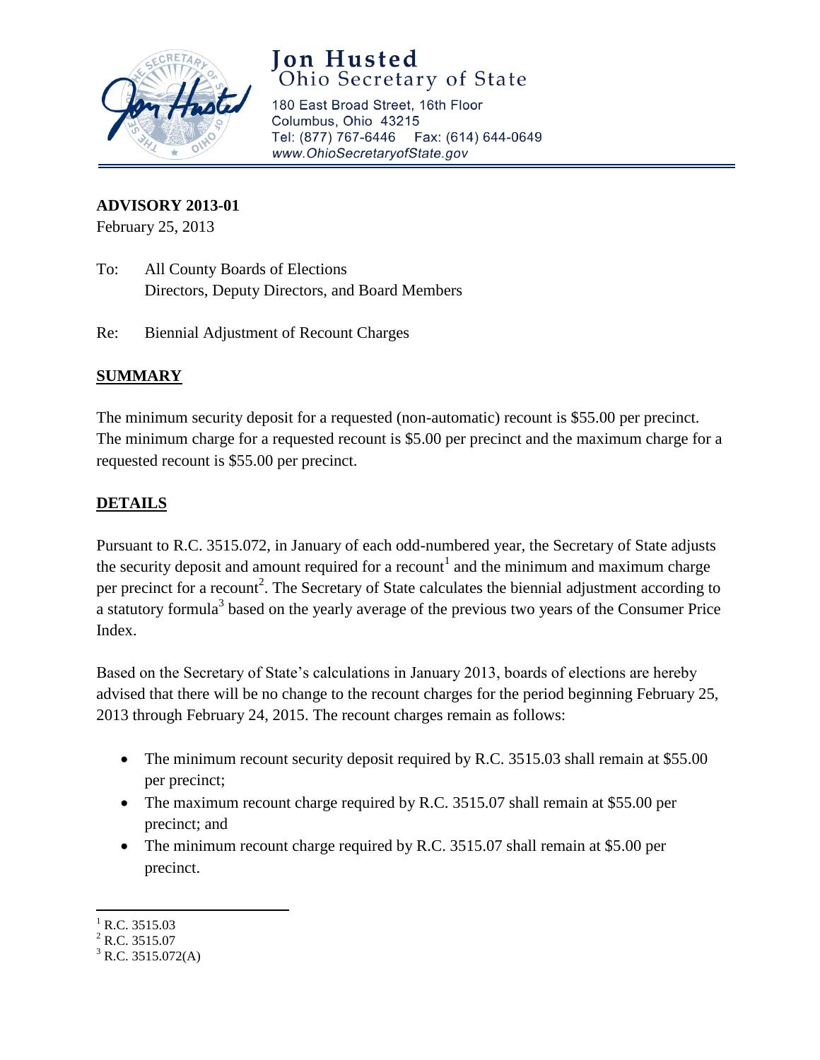# Jon Husted
Ohio Secretary of State

180 East Broad Street, 16th Floor
Columbus, Ohio 43215
Tel: (877) 767-6446 Fax: (614) 644-0649
*www.OhioSecretaryofState.gov*

**ADVISORY 2013-01**
February 25, 2013

To: All County Boards of Elections
Directors, Deputy Directors, and Board Members

Re: Biennial Adjustment of Recount Charges

## SUMMARY

The minimum security deposit for a requested (non-automatic) recount is $55.00 per precinct. The minimum charge for a requested recount is $5.00 per precinct and the maximum charge for a requested recount is $55.00 per precinct.

## DETAILS

Pursuant to R.C. 3515.072, in January of each odd-numbered year, the Secretary of State adjusts the security deposit and amount required for a recount[1] and the minimum and maximum charge per precinct for a recount[2]. The Secretary of State calculates the biennial adjustment according to a statutory formula[3] based on the yearly average of the previous two years of the Consumer Price Index.

Based on the Secretary of State's calculations in January 2013, boards of elections are hereby advised that there will be no change to the recount charges for the period beginning February 25, 2013 through February 24, 2015. The recount charges remain as follows:

- The minimum recount security deposit required by R.C. 3515.03 shall remain at $55.00 per precinct;
- The maximum recount charge required by R.C. 3515.07 shall remain at $55.00 per precinct; and
- The minimum recount charge required by R.C. 3515.07 shall remain at $5.00 per precinct.

[1] R.C. 3515.03
[2] R.C. 3515.07
[3] R.C. 3515.072(A)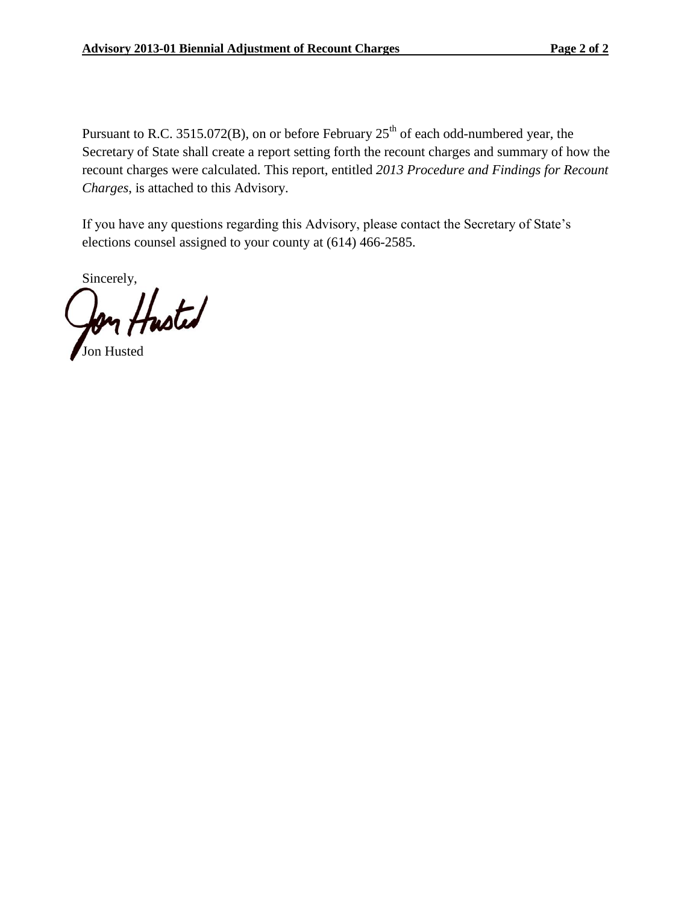Pursuant to R.C. 3515.072(B), on or before February 25th of each odd-numbered year, the Secretary of State shall create a report setting forth the recount charges and summary of how the recount charges were calculated. This report, entitled *2013 Procedure and Findings for Recount Charges*, is attached to this Advisory.

If you have any questions regarding this Advisory, please contact the Secretary of State's elections counsel assigned to your county at (614) 466-2585.

Sincerely,

Jon Husted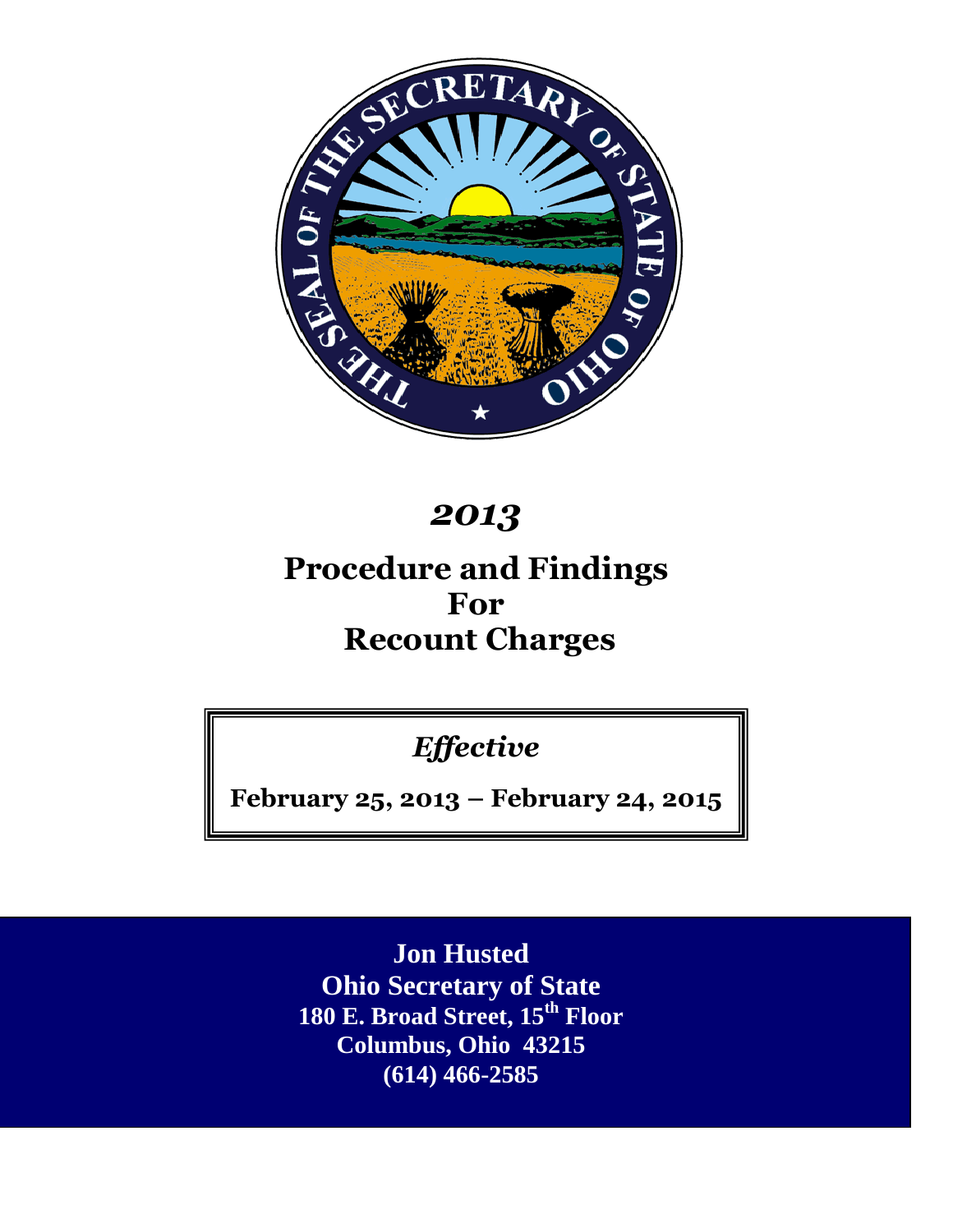# *2013*

## Procedure and Findings For Recount Charges

*Effective*

**February 25, 2013 – February 24, 2015**

**Jon Husted**
**Ohio Secretary of State**
**180 E. Broad Street, 15th Floor**
**Columbus, Ohio 43215**
**(614) 466-2585**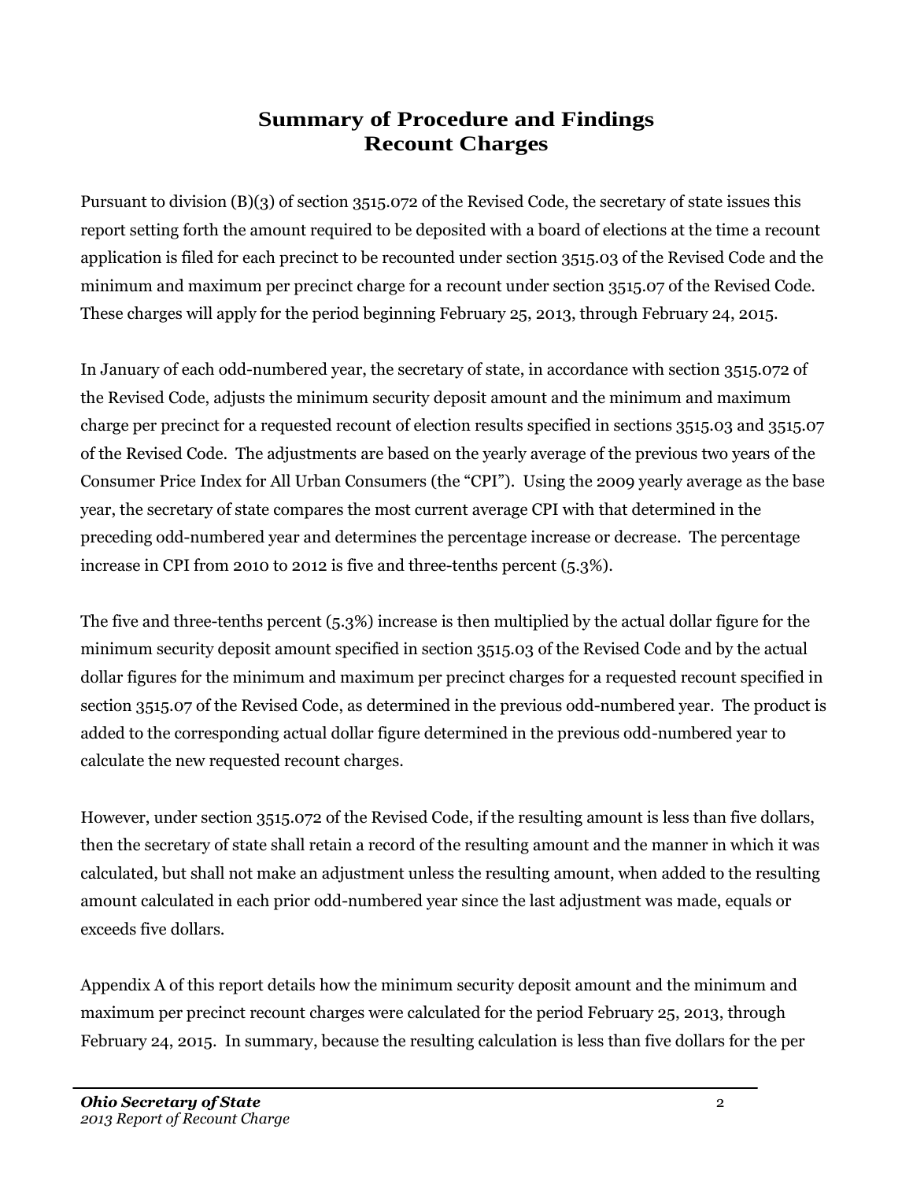# Summary of Procedure and Findings
# Recount Charges

Pursuant to division (B)(3) of section 3515.072 of the Revised Code, the secretary of state issues this report setting forth the amount required to be deposited with a board of elections at the time a recount application is filed for each precinct to be recounted under section 3515.03 of the Revised Code and the minimum and maximum per precinct charge for a recount under section 3515.07 of the Revised Code. These charges will apply for the period beginning February 25, 2013, through February 24, 2015.

In January of each odd-numbered year, the secretary of state, in accordance with section 3515.072 of the Revised Code, adjusts the minimum security deposit amount and the minimum and maximum charge per precinct for a requested recount of election results specified in sections 3515.03 and 3515.07 of the Revised Code. The adjustments are based on the yearly average of the previous two years of the Consumer Price Index for All Urban Consumers (the "CPI"). Using the 2009 yearly average as the base year, the secretary of state compares the most current average CPI with that determined in the preceding odd-numbered year and determines the percentage increase or decrease. The percentage increase in CPI from 2010 to 2012 is five and three-tenths percent (5.3%).

The five and three-tenths percent (5.3%) increase is then multiplied by the actual dollar figure for the minimum security deposit amount specified in section 3515.03 of the Revised Code and by the actual dollar figures for the minimum and maximum per precinct charges for a requested recount specified in section 3515.07 of the Revised Code, as determined in the previous odd-numbered year. The product is added to the corresponding actual dollar figure determined in the previous odd-numbered year to calculate the new requested recount charges.

However, under section 3515.072 of the Revised Code, if the resulting amount is less than five dollars, then the secretary of state shall retain a record of the resulting amount and the manner in which it was calculated, but shall not make an adjustment unless the resulting amount, when added to the resulting amount calculated in each prior odd-numbered year since the last adjustment was made, equals or exceeds five dollars.

Appendix A of this report details how the minimum security deposit amount and the minimum and maximum per precinct recount charges were calculated for the period February 25, 2013, through February 24, 2015. In summary, because the resulting calculation is less than five dollars for the per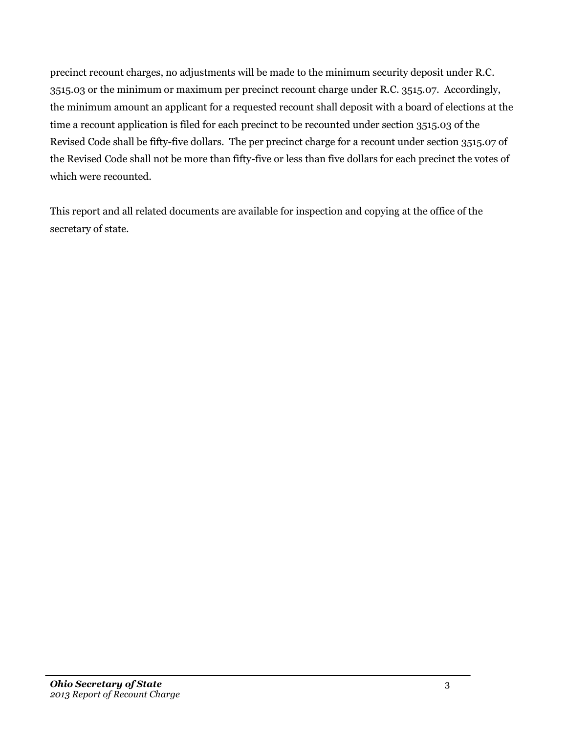precinct recount charges, no adjustments will be made to the minimum security deposit under R.C. 3515.03 or the minimum or maximum per precinct recount charge under R.C. 3515.07. Accordingly, the minimum amount an applicant for a requested recount shall deposit with a board of elections at the time a recount application is filed for each precinct to be recounted under section 3515.03 of the Revised Code shall be fifty-five dollars. The per precinct charge for a recount under section 3515.07 of the Revised Code shall not be more than fifty-five or less than five dollars for each precinct the votes of which were recounted.

This report and all related documents are available for inspection and copying at the office of the secretary of state.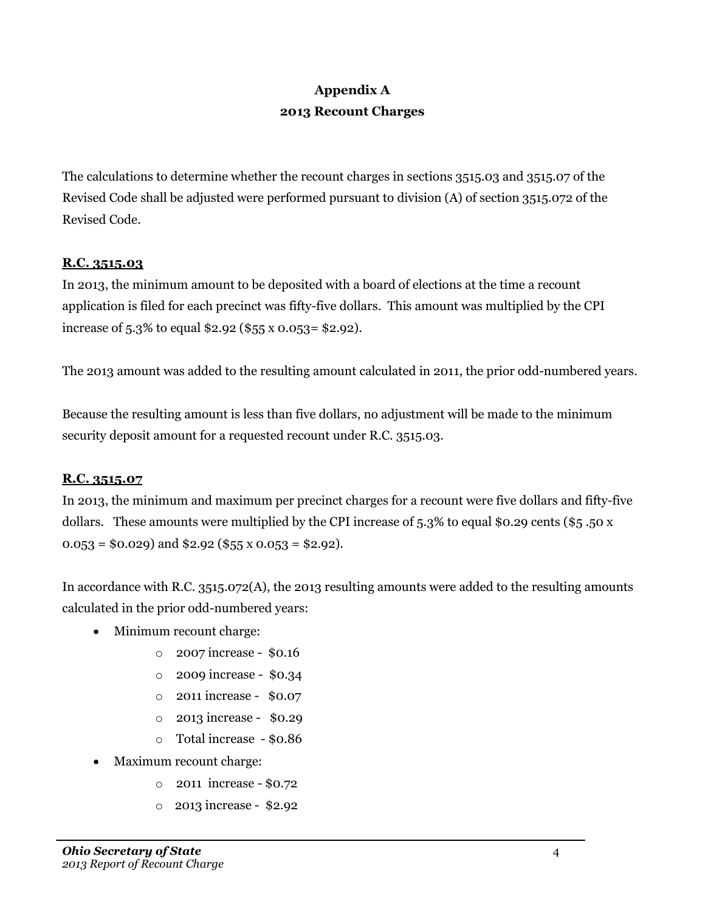# Appendix A

## 2013 Recount Charges

The calculations to determine whether the recount charges in sections 3515.03 and 3515.07 of the Revised Code shall be adjusted were performed pursuant to division (A) of section 3515.072 of the Revised Code.

### R.C. 3515.03

In 2013, the minimum amount to be deposited with a board of elections at the time a recount application is filed for each precinct was fifty-five dollars. This amount was multiplied by the CPI increase of 5.3% to equal $2.92 ($55 x 0.053= $2.92).

The 2013 amount was added to the resulting amount calculated in 2011, the prior odd-numbered years.

Because the resulting amount is less than five dollars, no adjustment will be made to the minimum security deposit amount for a requested recount under R.C. 3515.03.

### R.C. 3515.07

In 2013, the minimum and maximum per precinct charges for a recount were five dollars and fifty-five dollars. These amounts were multiplied by the CPI increase of 5.3% to equal $0.29 cents ($5 .50 x 0.053 = $0.029) and $2.92 ($55 x 0.053 = $2.92).

In accordance with R.C. 3515.072(A), the 2013 resulting amounts were added to the resulting amounts calculated in the prior odd-numbered years:

- Minimum recount charge:
  - 2007 increase - $0.16
  - 2009 increase - $0.34
  - 2011 increase - $0.07
  - 2013 increase - $0.29
  - Total increase - $0.86
- Maximum recount charge:
  - 2011 increase - $0.72
  - 2013 increase - $2.92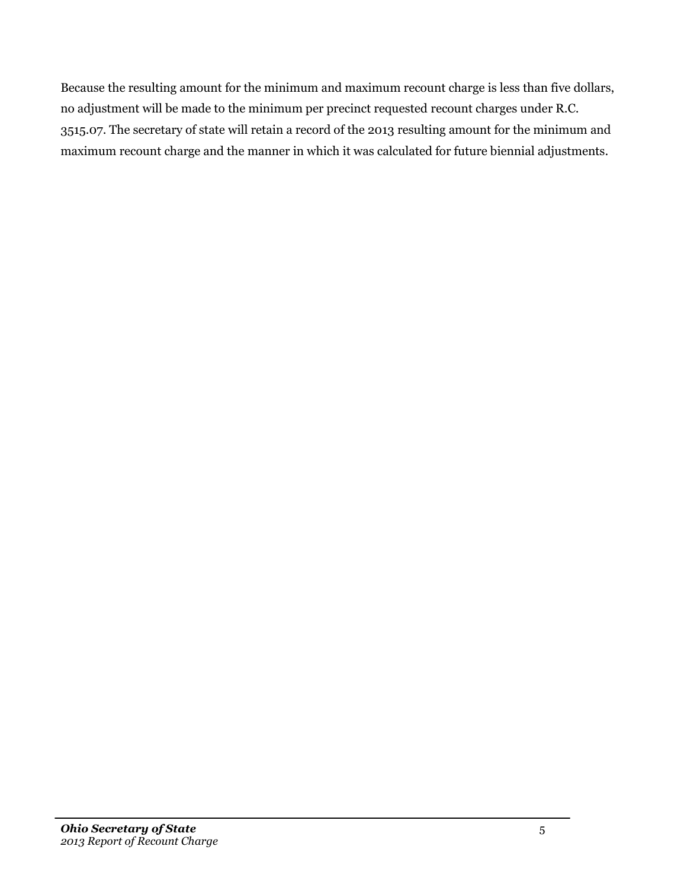Because the resulting amount for the minimum and maximum recount charge is less than five dollars, no adjustment will be made to the minimum per precinct requested recount charges under R.C. 3515.07. The secretary of state will retain a record of the 2013 resulting amount for the minimum and maximum recount charge and the manner in which it was calculated for future biennial adjustments.